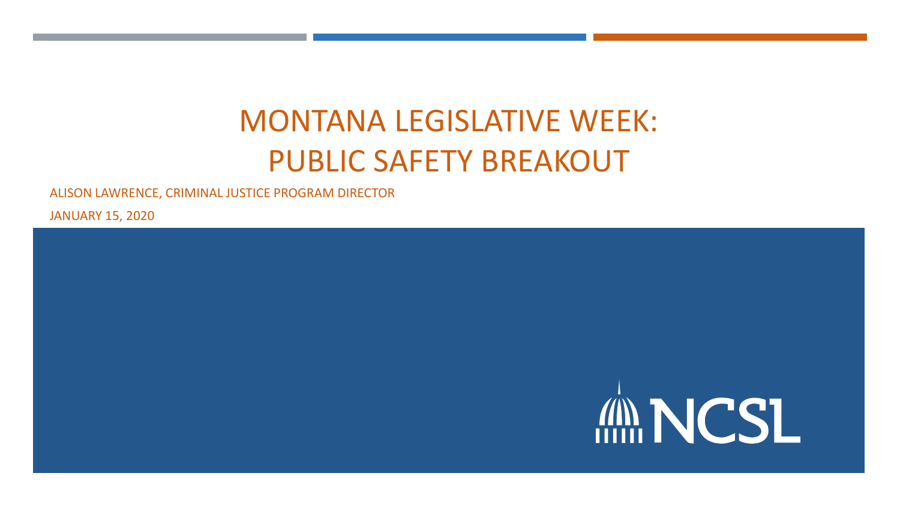# MONTANA LEGISLATIVE WEEK: PUBLIC SAFETY BREAKOUT

ALISON LAWRENCE, CRIMINAL JUSTICE PROGRAM DIRECTOR

JANUARY 15, 2020

NCSL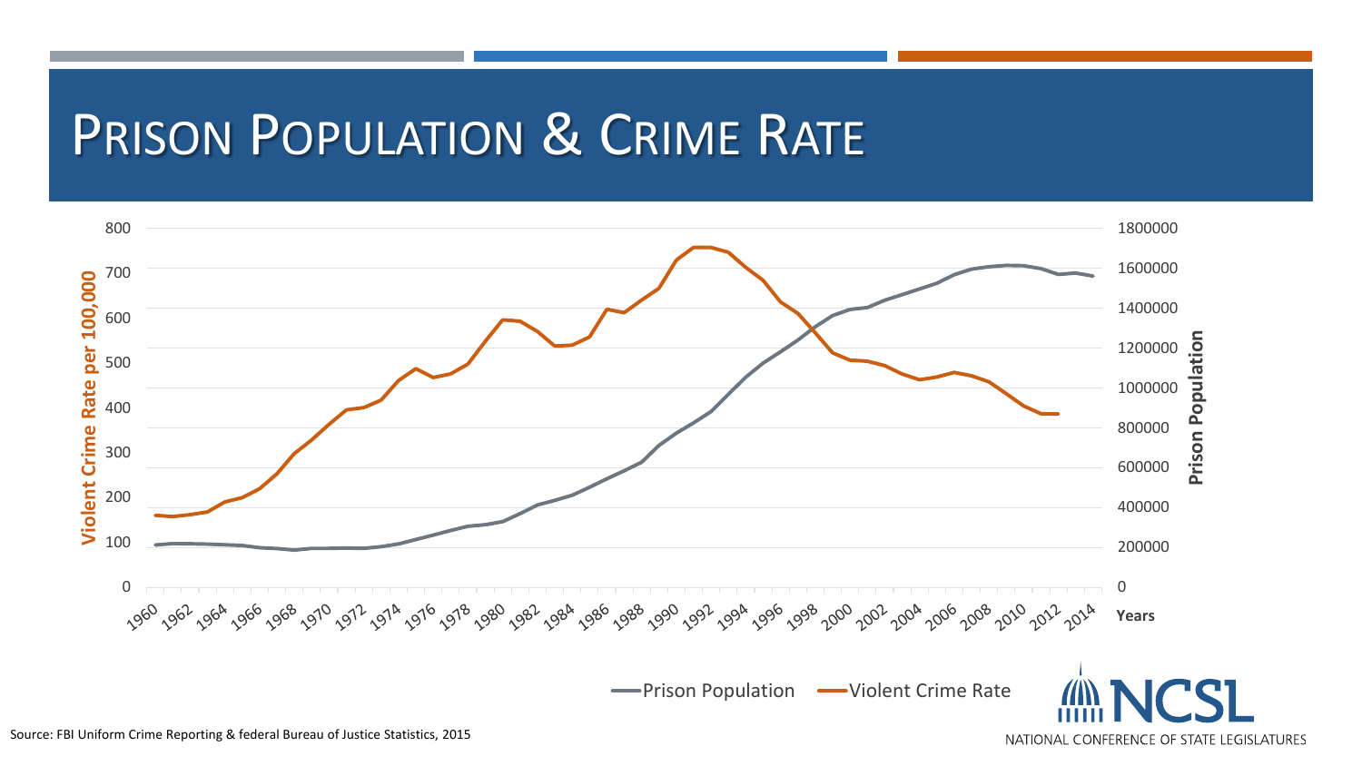# Prison Population & Crime Rate

Violent Crime Rate per 100,000

800
700
600
500
400
300
200
100
0

Prison Population

1800000
1600000
1400000
1200000
1000000
800000
600000
400000
200000
0

1960 1962 1964 1966 1968 1970 1972 1974 1976 1978 1980 1982 1984 1986 1988 1990 1992 1994 1996 1998 2000 2002 2004 2006 2008 2010 2012 2014

Years

Prison Population    Violent Crime Rate

Source: FBI Uniform Crime Reporting & federal Bureau of Justice Statistics, 2015

NCSL
NATIONAL CONFERENCE OF STATE LEGISLATURES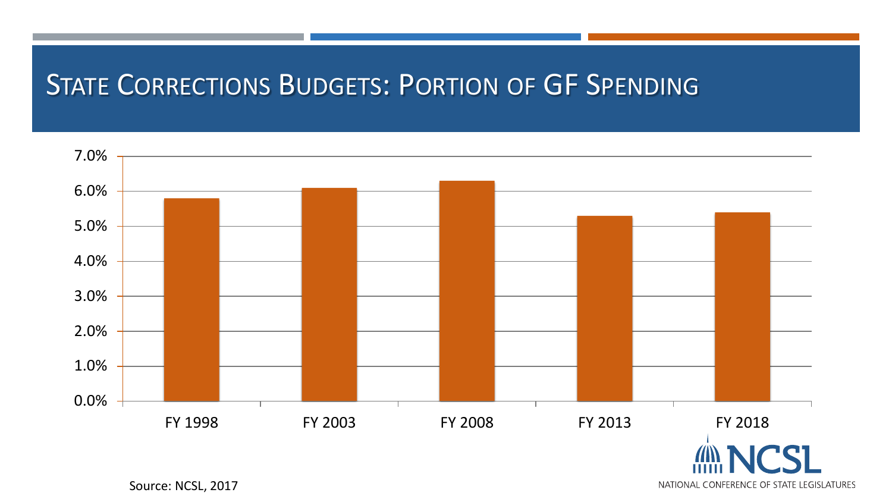# State Corrections Budgets: Portion of GF Spending

7.0%
6.0%
5.0%
4.0%
3.0%
2.0%
1.0%
0.0%

FY 1998
FY 2003
FY 2008
FY 2013
FY 2018

NCSL
NATIONAL CONFERENCE OF STATE LEGISLATURES

Source: NCSL, 2017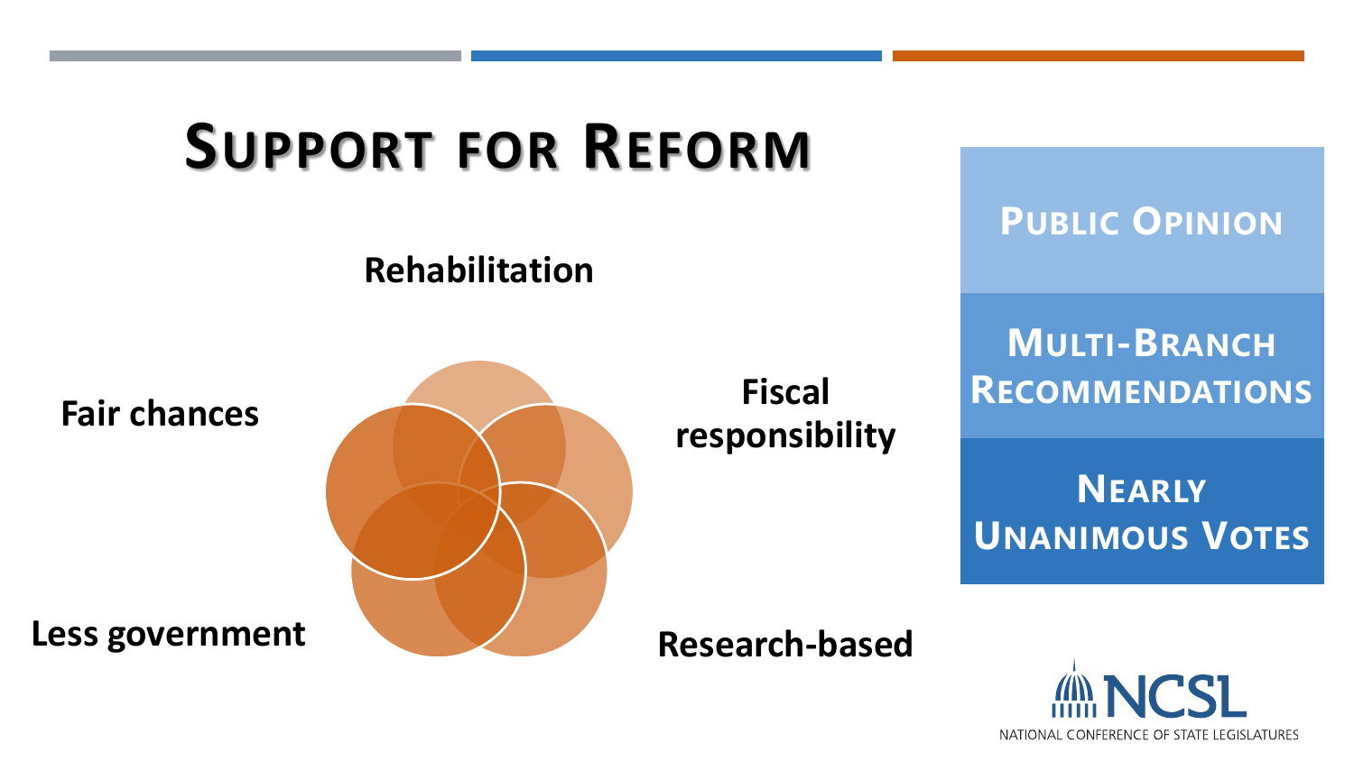# Support for Reform

Rehabilitation

Fair chances

Fiscal responsibility

Less government

Research-based

**Public Opinion**

**Multi-Branch Recommendations**

**Nearly Unanimous Votes**

NCSL
NATIONAL CONFERENCE OF STATE LEGISLATURES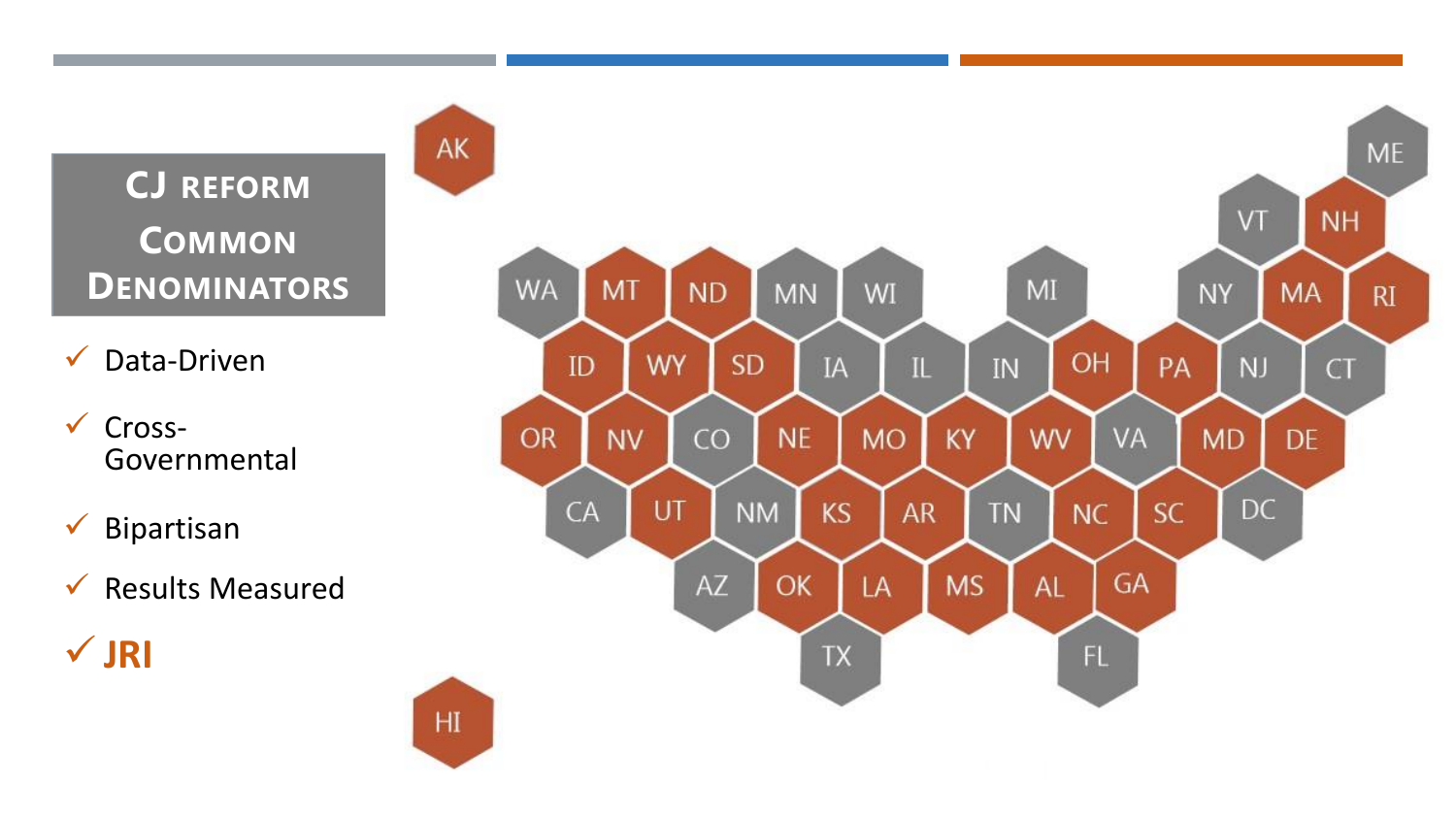# CJ reform Common Denominators

- ✓ Data-Driven
- ✓ Cross-Governmental
- ✓ Bipartisan
- ✓ Results Measured
- ✓ **JRI**

AK
ME
VT NH
WA MT ND MN WI MI NY MA RI
ID WY SD IA IL IN OH PA NJ CT
OR NV CO NE MO KY WV VA MD DE
CA UT NM KS AR TN NC SC DC
AZ OK LA MS AL GA
TX FL
HI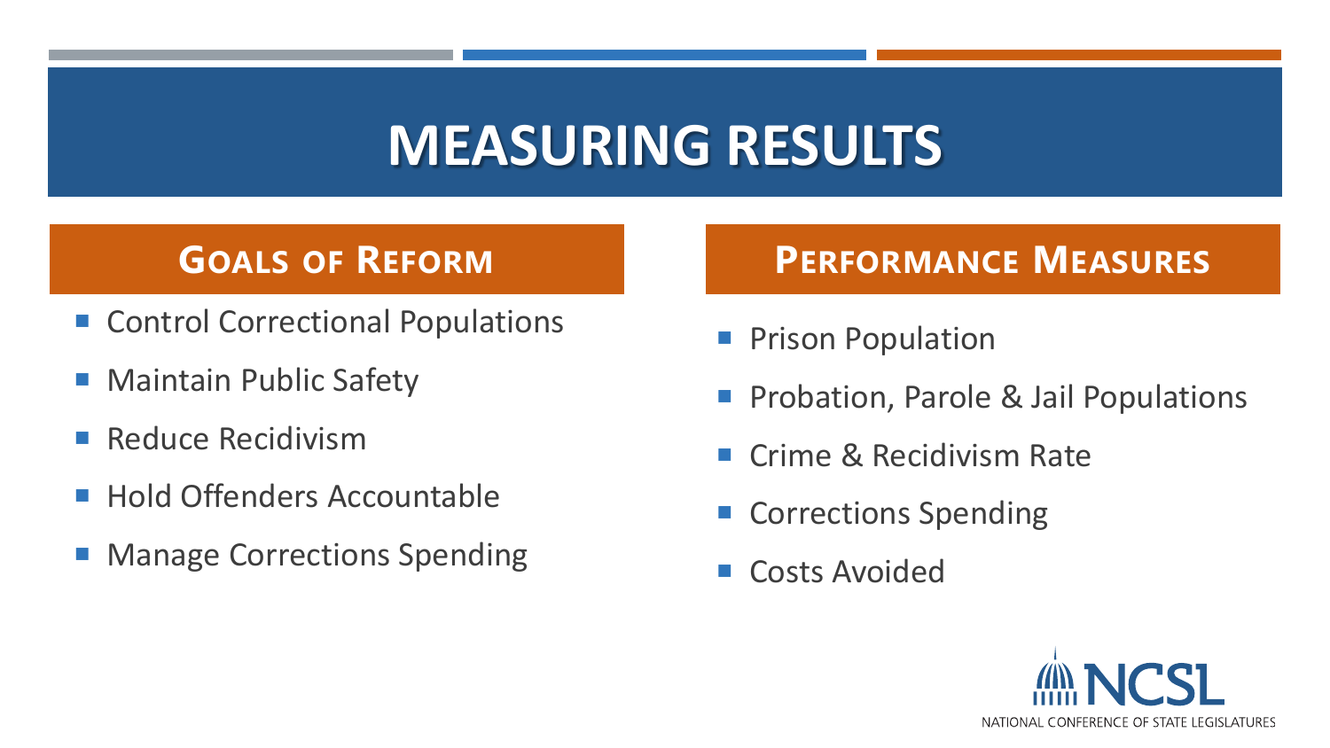# MEASURING RESULTS

## Goals of Reform

- Control Correctional Populations
- Maintain Public Safety
- Reduce Recidivism
- Hold Offenders Accountable
- Manage Corrections Spending

## Performance Measures

- Prison Population
- Probation, Parole & Jail Populations
- Crime & Recidivism Rate
- Corrections Spending
- Costs Avoided

NCSL
NATIONAL CONFERENCE OF STATE LEGISLATURES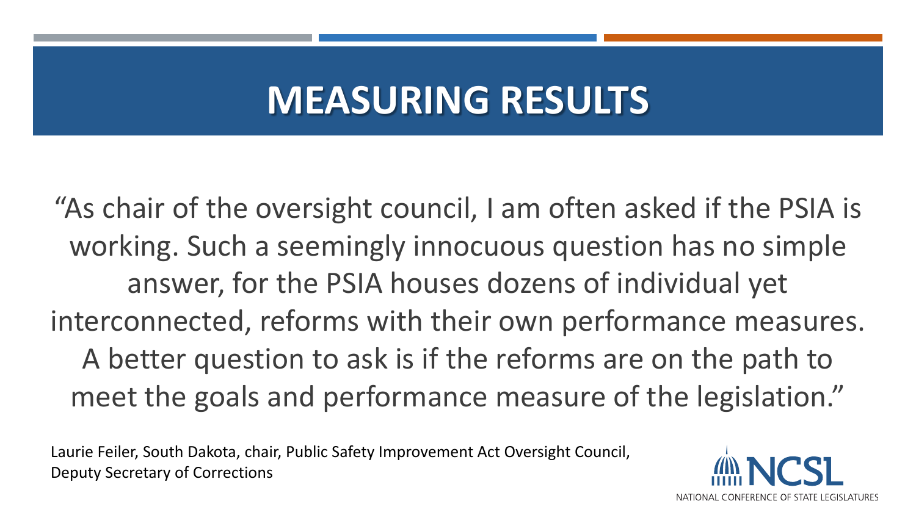# MEASURING RESULTS

"As chair of the oversight council, I am often asked if the PSIA is working. Such a seemingly innocuous question has no simple answer, for the PSIA houses dozens of individual yet interconnected, reforms with their own performance measures. A better question to ask is if the reforms are on the path to meet the goals and performance measure of the legislation."

Laurie Feiler, South Dakota, chair, Public Safety Improvement Act Oversight Council, Deputy Secretary of Corrections

NCSL
NATIONAL CONFERENCE OF STATE LEGISLATURES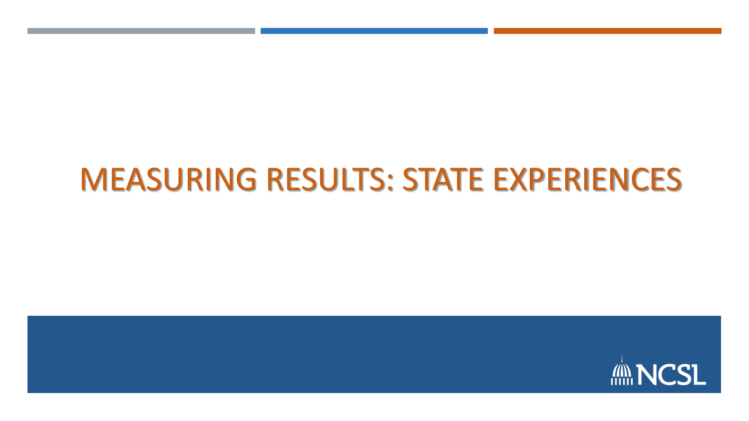# MEASURING RESULTS: STATE EXPERIENCES

NCSL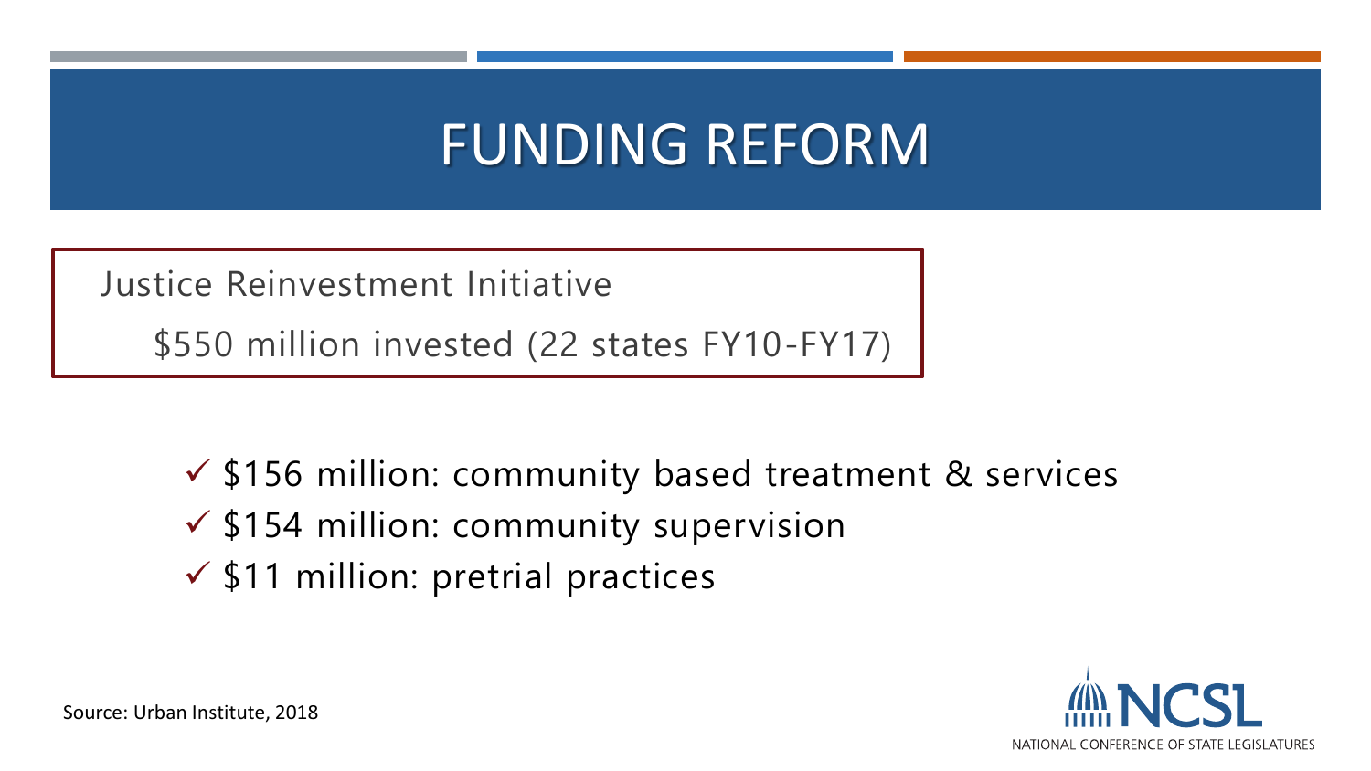# FUNDING REFORM

Justice Reinvestment Initiative

$550 million invested (22 states FY10-FY17)

- ✓ $156 million: community based treatment & services
- ✓ $154 million: community supervision
- ✓ $11 million: pretrial practices

Source: Urban Institute, 2018

NCSL
NATIONAL CONFERENCE OF STATE LEGISLATURES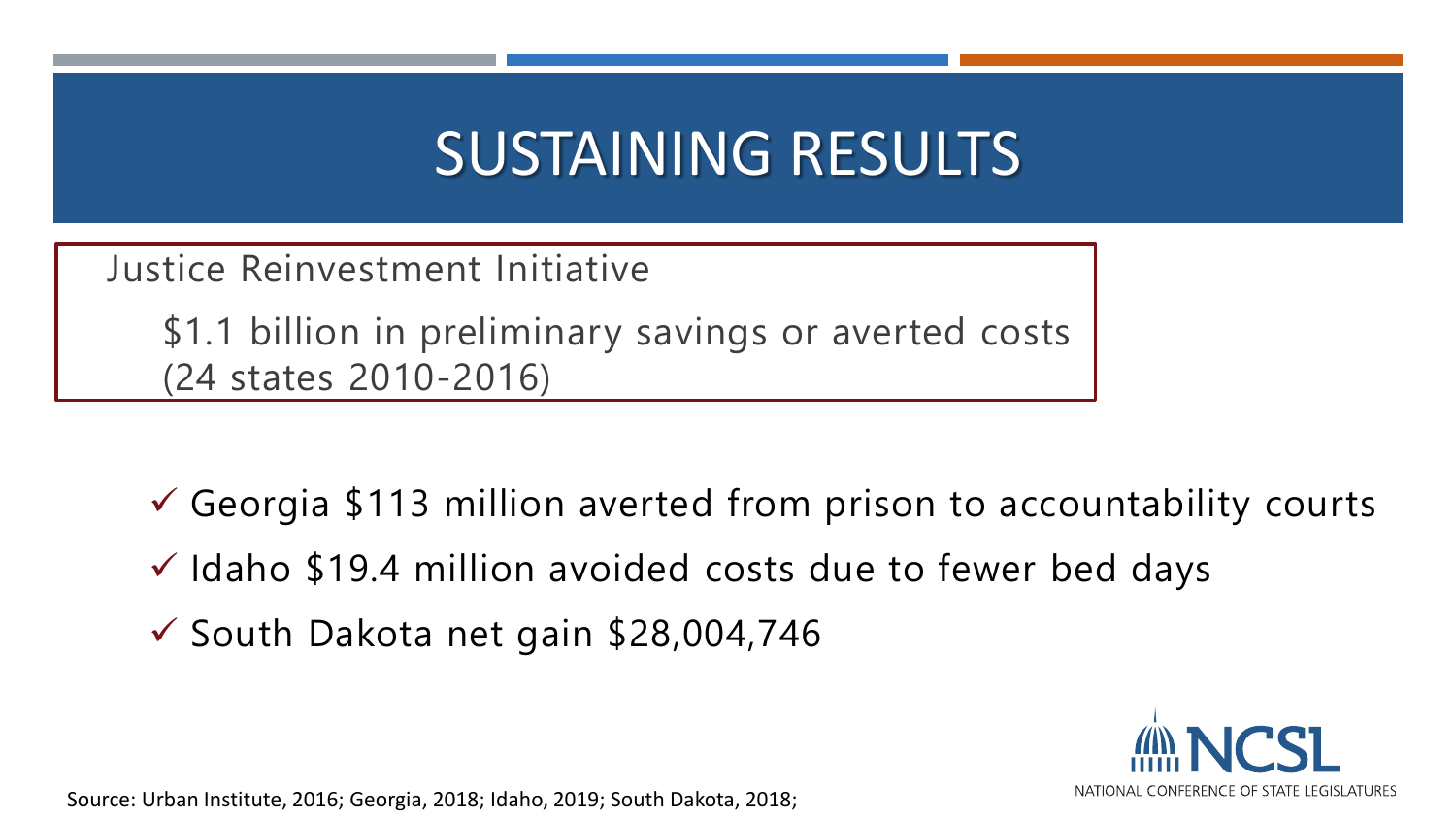# SUSTAINING RESULTS

Justice Reinvestment Initiative

$1.1 billion in preliminary savings or averted costs (24 states 2010-2016)

- ✓ Georgia $113 million averted from prison to accountability courts
- ✓ Idaho $19.4 million avoided costs due to fewer bed days
- ✓ South Dakota net gain $28,004,746

Source: Urban Institute, 2016; Georgia, 2018; Idaho, 2019; South Dakota, 2018;

NCSL NATIONAL CONFERENCE OF STATE LEGISLATURES